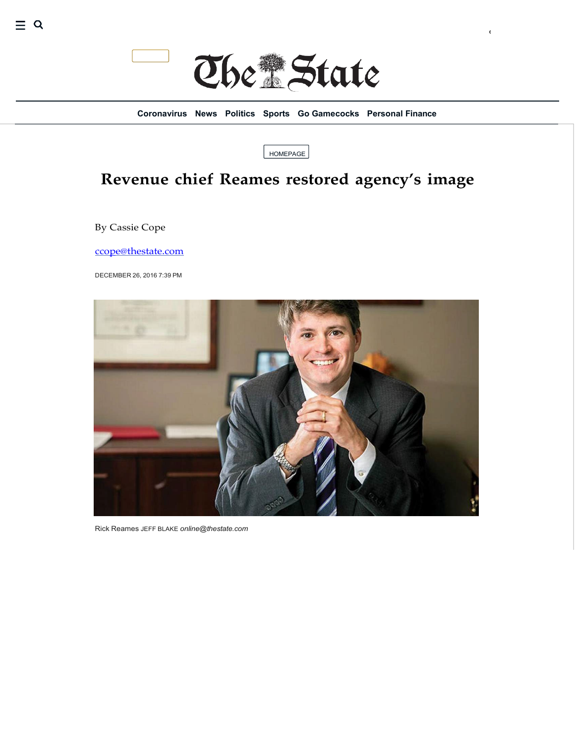HOMEPAGE

# Revenue chief Reames restored agency's image

By Cassie Cope

ccope@thestate.com

DECEMBER 26, 2016 7:39 PM

Rick Reames JEFF BLAKE *online@thestate.com*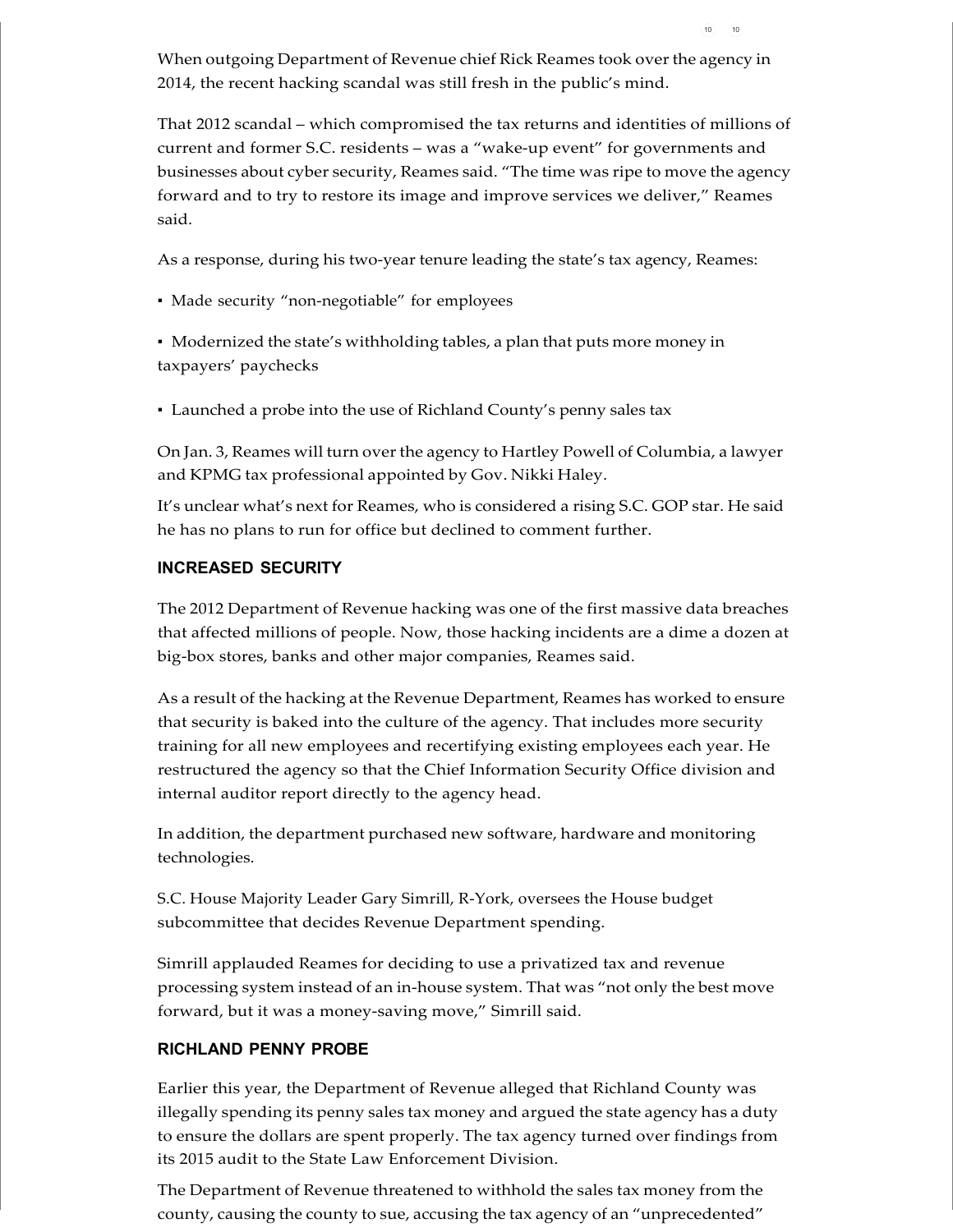When outgoing Department of Revenue chief Rick Reames took over the agency in 2014, the recent hacking scandal was still fresh in the public's mind.

That 2012 scandal – which compromised the tax returns and identities of millions of current and former S.C. residents – was a "wake-up event" for governments and businesses about cyber security, Reames said. "The time was ripe to move the agency forward and to try to restore its image and improve services we deliver," Reames said.

As a response, during his two-year tenure leading the state's tax agency, Reames:

- Made security "non-negotiable" for employees
- Modernized the state's withholding tables, a plan that puts more money in taxpayers' paychecks
- Launched a probe into the use of Richland County's penny sales tax

On Jan. 3, Reames will turn over the agency to Hartley Powell of Columbia, a lawyer and KPMG tax professional appointed by Gov. Nikki Haley.

It's unclear what's next for Reames, who is considered a rising S.C. GOP star. He said he has no plans to run for office but declined to comment further.

### INCREASED SECURITY

The 2012 Department of Revenue hacking was one of the first massive data breaches that affected millions of people. Now, those hacking incidents are a dime a dozen at big-box stores, banks and other major companies, Reames said.

As a result of the hacking at the Revenue Department, Reames has worked to ensure that security is baked into the culture of the agency. That includes more security training for all new employees and recertifying existing employees each year. He restructured the agency so that the Chief Information Security Office division and internal auditor report directly to the agency head.

In addition, the department purchased new software, hardware and monitoring technologies.

S.C. House Majority Leader Gary Simrill, R-York, oversees the House budget subcommittee that decides Revenue Department spending.

Simrill applauded Reames for deciding to use a privatized tax and revenue processing system instead of an in-house system. That was "not only the best move forward, but it was a money-saving move," Simrill said.

### RICHLAND PENNY PROBE

Earlier this year, the Department of Revenue alleged that Richland County was illegally spending its penny sales tax money and argued the state agency has a duty to ensure the dollars are spent properly. The tax agency turned over findings from its 2015 audit to the State Law Enforcement Division.

The Department of Revenue threatened to withhold the sales tax money from the county, causing the county to sue, accusing the tax agency of an "unprecedented"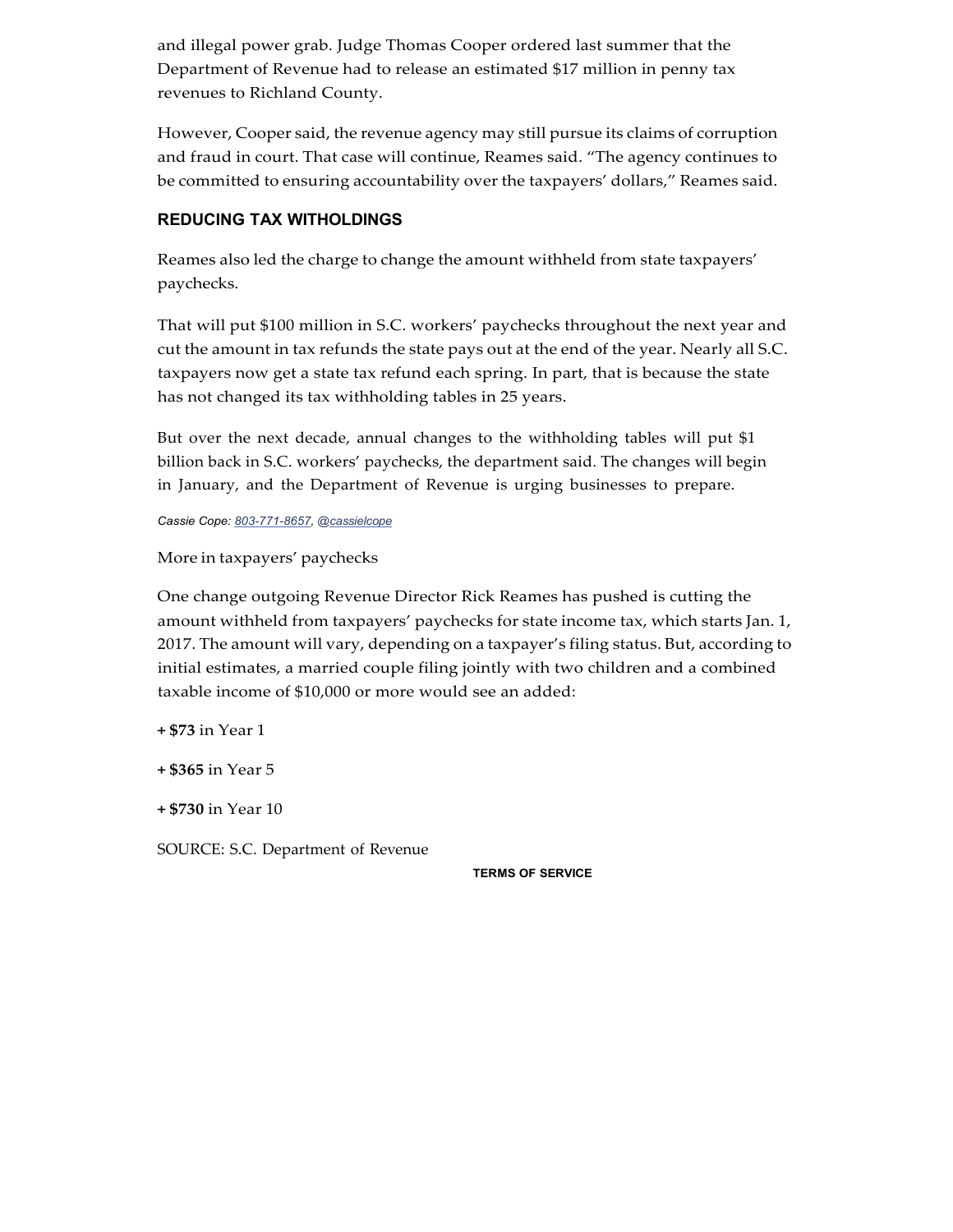and illegal power grab. Judge Thomas Cooper ordered last summer that the Department of Revenue had to release an estimated $17 million in penny tax revenues to Richland County.

However, Cooper said, the revenue agency may still pursue its claims of corruption and fraud in court. That case will continue, Reames said. "The agency continues to be committed to ensuring accountability over the taxpayers' dollars," Reames said.

## REDUCING TAX WITHOLDINGS

Reames also led the charge to change the amount withheld from state taxpayers' paychecks.

That will put $100 million in S.C. workers' paychecks throughout the next year and cut the amount in tax refunds the state pays out at the end of the year. Nearly all S.C. taxpayers now get a state tax refund each spring. In part, that is because the state has not changed its tax withholding tables in 25 years.

But over the next decade, annual changes to the withholding tables will put $1 billion back in S.C. workers' paychecks, the department said. The changes will begin in January, and the Department of Revenue is urging businesses to prepare.

*Cassie Cope: 803-771-8657, @cassielcope*

More in taxpayers' paychecks

One change outgoing Revenue Director Rick Reames has pushed is cutting the amount withheld from taxpayers' paychecks for state income tax, which starts Jan. 1, 2017. The amount will vary, depending on a taxpayer's filing status. But, according to initial estimates, a married couple filing jointly with two children and a combined taxable income of $10,000 or more would see an added:

**+ $73** in Year 1

**+ $365** in Year 5

**+ $730** in Year 10

SOURCE: S.C. Department of Revenue

TERMS OF SERVICE